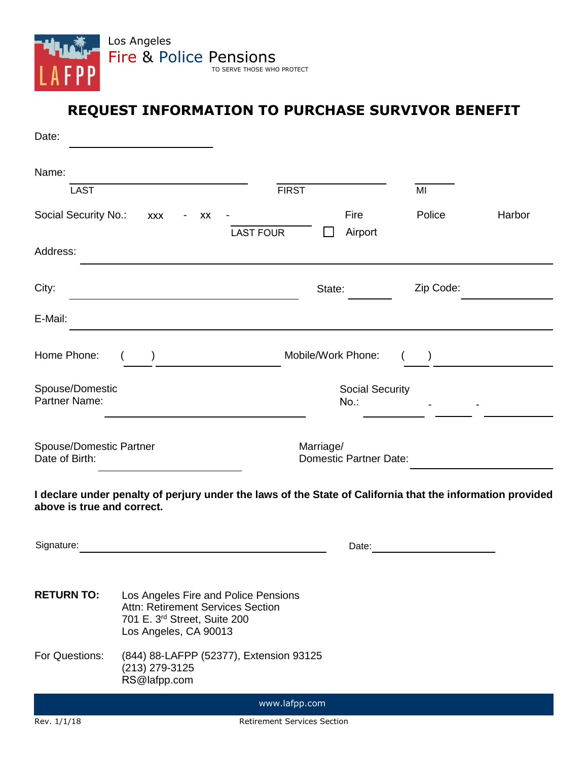Los Angeles
Fire & Police Pensions
TO SERVE THOSE WHO PROTECT

# REQUEST INFORMATION TO PURCHASE SURVIVOR BENEFIT

Date: ______________________

Name: ______________________ ______________________ ______
LAST FIRST MI

Social Security No.: xxx - xx - ____________ ☐ Fire ☐ Police ☐ Harbor ☐ Airport
LAST FOUR

Address: ______________________________________________

City: ______________________ State: ________ Zip Code: ____________

E-Mail: ______________________________________________

Home Phone: (____) ______________ Mobile/Work Phone: (____) ______________

Spouse/Domestic Partner Name: ______________________ Social Security No.: ________ - ______ - ________

Spouse/Domestic Partner Date of Birth: ______________ Marriage/ Domestic Partner Date: ______________

**I declare under penalty of perjury under the laws of the State of California that the information provided above is true and correct.**

Signature: ______________________________ Date: ______________

**RETURN TO:** Los Angeles Fire and Police Pensions
Attn: Retirement Services Section
701 E. 3rd Street, Suite 200
Los Angeles, CA 90013

For Questions: (844) 88-LAFPP (52377), Extension 93125
(213) 279-3125
RS@lafpp.com

www.lafpp.com

Rev. 1/1/18 Retirement Services Section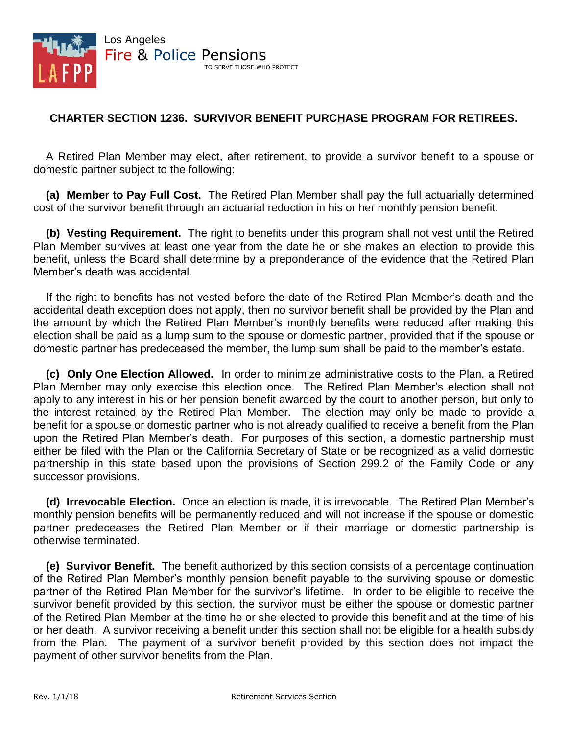## CHARTER SECTION 1236. SURVIVOR BENEFIT PURCHASE PROGRAM FOR RETIREES.

A Retired Plan Member may elect, after retirement, to provide a survivor benefit to a spouse or domestic partner subject to the following:

**(a) Member to Pay Full Cost.** The Retired Plan Member shall pay the full actuarially determined cost of the survivor benefit through an actuarial reduction in his or her monthly pension benefit.

**(b) Vesting Requirement.** The right to benefits under this program shall not vest until the Retired Plan Member survives at least one year from the date he or she makes an election to provide this benefit, unless the Board shall determine by a preponderance of the evidence that the Retired Plan Member's death was accidental.

If the right to benefits has not vested before the date of the Retired Plan Member's death and the accidental death exception does not apply, then no survivor benefit shall be provided by the Plan and the amount by which the Retired Plan Member's monthly benefits were reduced after making this election shall be paid as a lump sum to the spouse or domestic partner, provided that if the spouse or domestic partner has predeceased the member, the lump sum shall be paid to the member's estate.

**(c) Only One Election Allowed.** In order to minimize administrative costs to the Plan, a Retired Plan Member may only exercise this election once. The Retired Plan Member's election shall not apply to any interest in his or her pension benefit awarded by the court to another person, but only to the interest retained by the Retired Plan Member. The election may only be made to provide a benefit for a spouse or domestic partner who is not already qualified to receive a benefit from the Plan upon the Retired Plan Member's death. For purposes of this section, a domestic partnership must either be filed with the Plan or the California Secretary of State or be recognized as a valid domestic partnership in this state based upon the provisions of Section 299.2 of the Family Code or any successor provisions.

**(d) Irrevocable Election.** Once an election is made, it is irrevocable. The Retired Plan Member's monthly pension benefits will be permanently reduced and will not increase if the spouse or domestic partner predeceases the Retired Plan Member or if their marriage or domestic partnership is otherwise terminated.

**(e) Survivor Benefit.** The benefit authorized by this section consists of a percentage continuation of the Retired Plan Member's monthly pension benefit payable to the surviving spouse or domestic partner of the Retired Plan Member for the survivor's lifetime. In order to be eligible to receive the survivor benefit provided by this section, the survivor must be either the spouse or domestic partner of the Retired Plan Member at the time he or she elected to provide this benefit and at the time of his or her death. A survivor receiving a benefit under this section shall not be eligible for a health subsidy from the Plan. The payment of a survivor benefit provided by this section does not impact the payment of other survivor benefits from the Plan.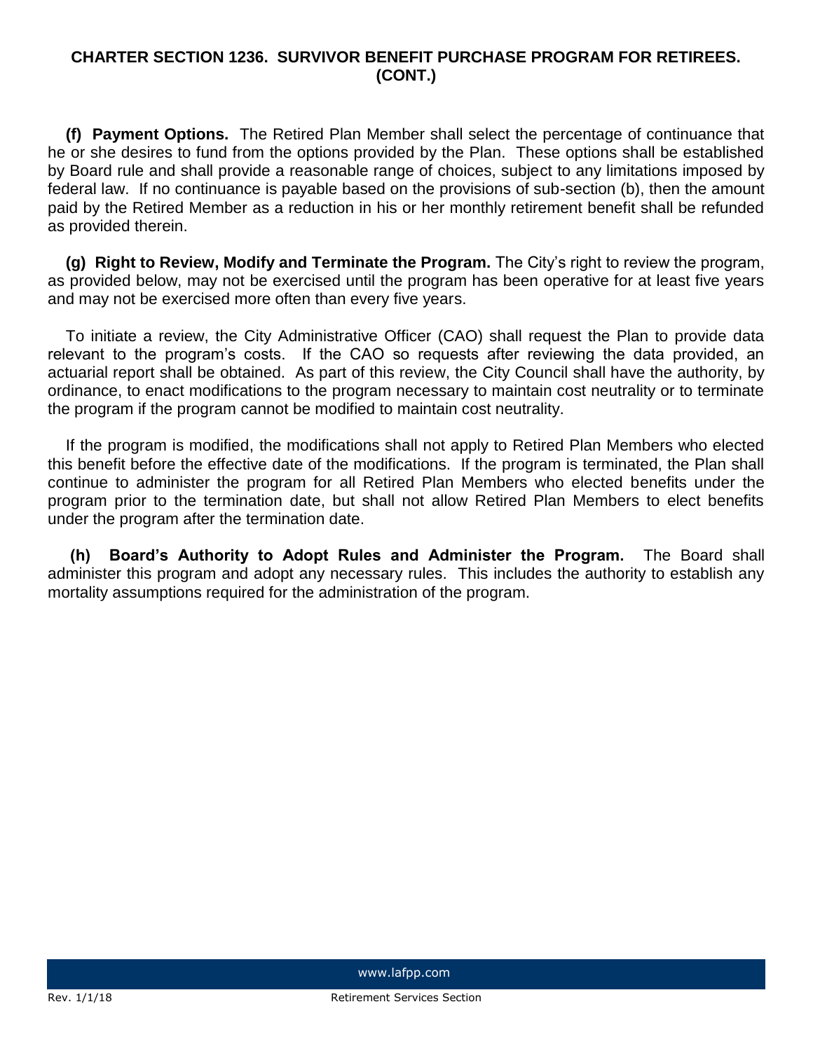## CHARTER SECTION 1236. SURVIVOR BENEFIT PURCHASE PROGRAM FOR RETIREES. (CONT.)

**(f) Payment Options.** The Retired Plan Member shall select the percentage of continuance that he or she desires to fund from the options provided by the Plan. These options shall be established by Board rule and shall provide a reasonable range of choices, subject to any limitations imposed by federal law. If no continuance is payable based on the provisions of sub-section (b), then the amount paid by the Retired Member as a reduction in his or her monthly retirement benefit shall be refunded as provided therein.

**(g) Right to Review, Modify and Terminate the Program.** The City's right to review the program, as provided below, may not be exercised until the program has been operative for at least five years and may not be exercised more often than every five years.

To initiate a review, the City Administrative Officer (CAO) shall request the Plan to provide data relevant to the program's costs. If the CAO so requests after reviewing the data provided, an actuarial report shall be obtained. As part of this review, the City Council shall have the authority, by ordinance, to enact modifications to the program necessary to maintain cost neutrality or to terminate the program if the program cannot be modified to maintain cost neutrality.

If the program is modified, the modifications shall not apply to Retired Plan Members who elected this benefit before the effective date of the modifications. If the program is terminated, the Plan shall continue to administer the program for all Retired Plan Members who elected benefits under the program prior to the termination date, but shall not allow Retired Plan Members to elect benefits under the program after the termination date.

**(h) Board's Authority to Adopt Rules and Administer the Program.** The Board shall administer this program and adopt any necessary rules. This includes the authority to establish any mortality assumptions required for the administration of the program.